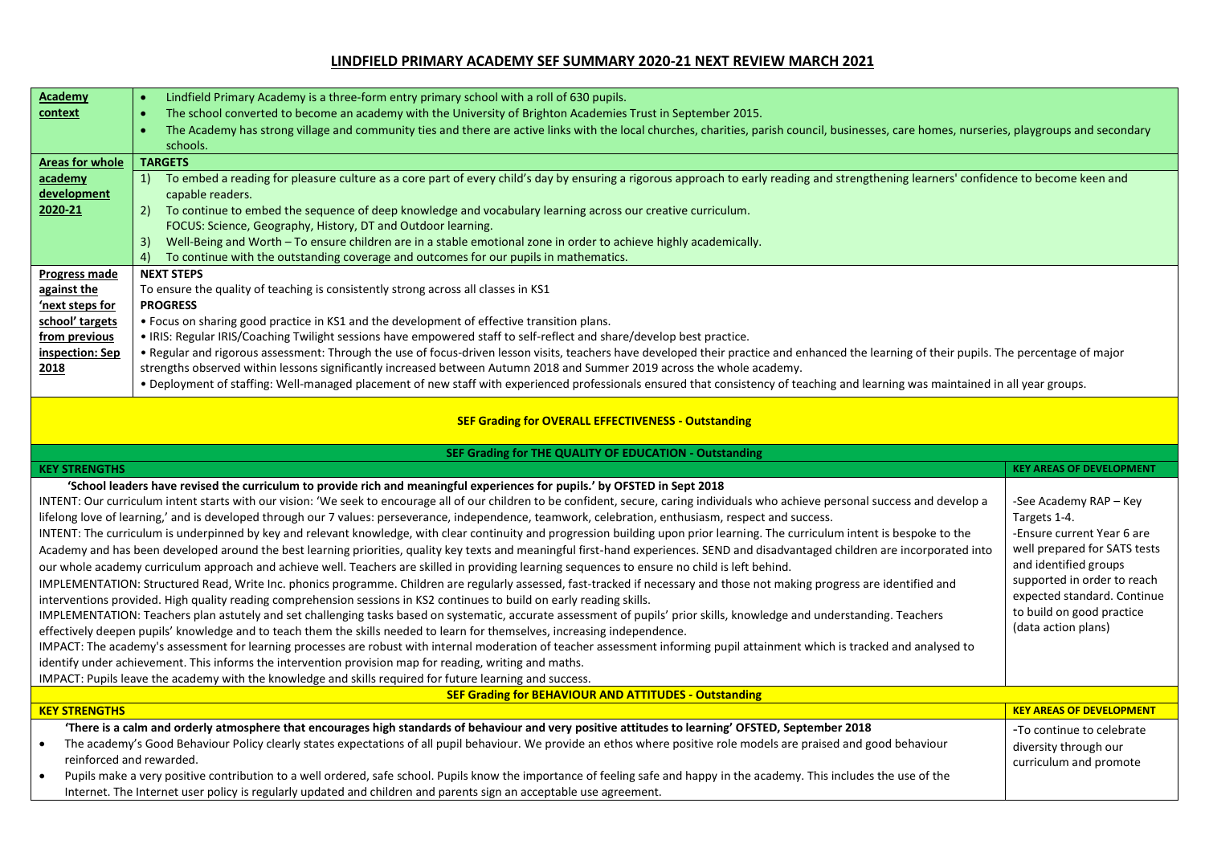# LINDFIELD PRIMARY ACADEMY SEF SUMMARY 2020-21 NEXT REVIEW MARCH 2021

| | |
|---|---|
| **Academy context** | • Lindfield Primary Academy is a three-form entry primary school with a roll of 630 pupils.<br>• The school converted to become an academy with the University of Brighton Academies Trust in September 2015.<br>• The Academy has strong village and community ties and there are active links with the local churches, charities, parish council, businesses, care homes, nurseries, playgroups and secondary schools. |
| **Areas for whole academy development 2020-21** | **TARGETS**<br>1) To embed a reading for pleasure culture as a core part of every child's day by ensuring a rigorous approach to early reading and strengthening learners' confidence to become keen and capable readers.<br>2) To continue to embed the sequence of deep knowledge and vocabulary learning across our creative curriculum. FOCUS: Science, Geography, History, DT and Outdoor learning.<br>3) Well-Being and Worth – To ensure children are in a stable emotional zone in order to achieve highly academically.<br>4) To continue with the outstanding coverage and outcomes for our pupils in mathematics. |
| **Progress made against the 'next steps for school' targets from previous inspection: Sep 2018** | **NEXT STEPS**<br>To ensure the quality of teaching is consistently strong across all classes in KS1<br>**PROGRESS**<br>• Focus on sharing good practice in KS1 and the development of effective transition plans.<br>• IRIS: Regular IRIS/Coaching Twilight sessions have empowered staff to self-reflect and share/develop best practice.<br>• Regular and rigorous assessment: Through the use of focus-driven lesson visits, teachers have developed their practice and enhanced the learning of their pupils. The percentage of major strengths observed within lessons significantly increased between Autumn 2018 and Summer 2019 across the whole academy.<br>• Deployment of staffing: Well-managed placement of new staff with experienced professionals ensured that consistency of teaching and learning was maintained in all year groups. |

## SEF Grading for OVERALL EFFECTIVENESS - Outstanding

## SEF Grading for THE QUALITY OF EDUCATION - Outstanding

| KEY STRENGTHS | KEY AREAS OF DEVELOPMENT |
|---|---|
| **'School leaders have revised the curriculum to provide rich and meaningful experiences for pupils.' by OFSTED in Sept 2018**<br>INTENT: Our curriculum intent starts with our vision: 'We seek to encourage all of our children to be confident, secure, caring individuals who achieve personal success and develop a lifelong love of learning,' and is developed through our 7 values: perseverance, independence, teamwork, celebration, enthusiasm, respect and success.<br>INTENT: The curriculum is underpinned by key and relevant knowledge, with clear continuity and progression building upon prior learning. The curriculum intent is bespoke to the Academy and has been developed around the best learning priorities, quality key texts and meaningful first-hand experiences. SEND and disadvantaged children are incorporated into our whole academy curriculum approach and achieve well. Teachers are skilled in providing learning sequences to ensure no child is left behind.<br>IMPLEMENTATION: Structured Read, Write Inc. phonics programme. Children are regularly assessed, fast-tracked if necessary and those not making progress are identified and interventions provided. High quality reading comprehension sessions in KS2 continues to build on early reading skills.<br>IMPLEMENTATION: Teachers plan astutely and set challenging tasks based on systematic, accurate assessment of pupils' prior skills, knowledge and understanding. Teachers effectively deepen pupils' knowledge and to teach them the skills needed to learn for themselves, increasing independence.<br>IMPACT: The academy's assessment for learning processes are robust with internal moderation of teacher assessment informing pupil attainment which is tracked and analysed to identify under achievement. This informs the intervention provision map for reading, writing and maths.<br>IMPACT: Pupils leave the academy with the knowledge and skills required for future learning and success. | -See Academy RAP – Key Targets 1-4.<br>-Ensure current Year 6 are well prepared for SATS tests and identified groups supported in order to reach expected standard. Continue to build on good practice (data action plans) |

## SEF Grading for BEHAVIOUR AND ATTITUDES - Outstanding

| KEY STRENGTHS | KEY AREAS OF DEVELOPMENT |
|---|---|
| **'There is a calm and orderly atmosphere that encourages high standards of behaviour and very positive attitudes to learning' OFSTED, September 2018**<br>• The academy's Good Behaviour Policy clearly states expectations of all pupil behaviour. We provide an ethos where positive role models are praised and good behaviour reinforced and rewarded.<br>• Pupils make a very positive contribution to a well ordered, safe school. Pupils know the importance of feeling safe and happy in the academy. This includes the use of the Internet. The Internet user policy is regularly updated and children and parents sign an acceptable use agreement. | -To continue to celebrate diversity through our curriculum and promote |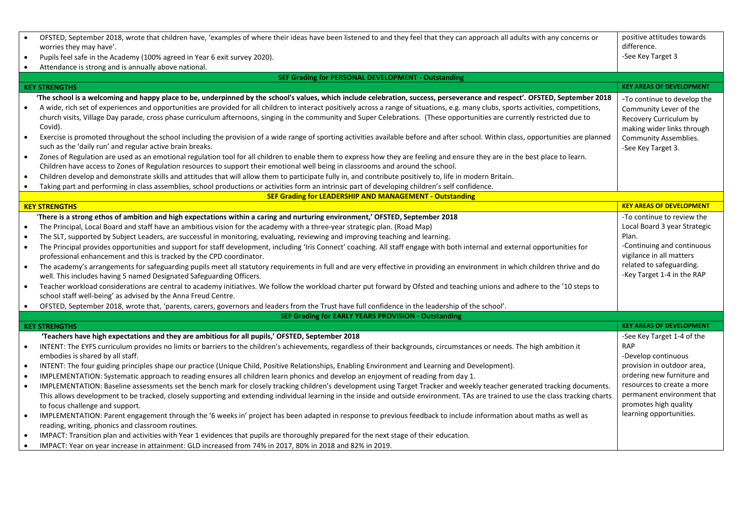| | |
|---|---|
| • OFSTED, September 2018, wrote that children have, 'examples of where their ideas have been listened to and they feel that they can approach all adults with any concerns or worries they may have'.<br>• Pupils feel safe in the Academy (100% agreed in Year 6 exit survey 2020).<br>• Attendance is strong and is annually above national. | positive attitudes towards difference.<br>-See Key Target 3 |
| **SEF Grading for PERSONAL DEVELOPMENT - Outstanding** | |
| **KEY STRENGTHS** | **KEY AREAS OF DEVELOPMENT** |
| **'The school is a welcoming and happy place to be, underpinned by the school's values, which include celebration, success, perseverance and respect'. OFSTED, September 2018**<br>• A wide, rich set of experiences and opportunities are provided for all children to interact positively across a range of situations, e.g. many clubs, sports activities, competitions, church visits, Village Day parade, cross phase curriculum afternoons, singing in the community and Super Celebrations. (These opportunities are currently restricted due to Covid).<br>• Exercise is promoted throughout the school including the provision of a wide range of sporting activities available before and after school. Within class, opportunities are planned such as the 'daily run' and regular active brain breaks.<br>• Zones of Regulation are used as an emotional regulation tool for all children to enable them to express how they are feeling and ensure they are in the best place to learn. Children have access to Zones of Regulation resources to support their emotional well being in classrooms and around the school.<br>• Children develop and demonstrate skills and attitudes that will allow them to participate fully in, and contribute positively to, life in modern Britain.<br>• Taking part and performing in class assemblies, school productions or activities form an intrinsic part of developing children's self confidence. | -To continue to develop the Community Lever of the Recovery Curriculum by making wider links through Community Assemblies.<br>-See Key Target 3. |
| **SEF Grading for LEADERSHIP AND MANAGEMENT - Outstanding** | |
| **KEY STRENGTHS** | **KEY AREAS OF DEVELOPMENT** |
| **'There is a strong ethos of ambition and high expectations within a caring and nurturing environment,' OFSTED, September 2018**<br>• The Principal, Local Board and staff have an ambitious vision for the academy with a three-year strategic plan. (Road Map)<br>• The SLT, supported by Subject Leaders, are successful in monitoring, evaluating, reviewing and improving teaching and learning.<br>• The Principal provides opportunities and support for staff development, including 'Iris Connect' coaching. All staff engage with both internal and external opportunities for professional enhancement and this is tracked by the CPD coordinator.<br>• The academy's arrangements for safeguarding pupils meet all statutory requirements in full and are very effective in providing an environment in which children thrive and do well. This includes having 5 named Designated Safeguarding Officers.<br>• Teacher workload considerations are central to academy initiatives. We follow the workload charter put forward by Ofsted and teaching unions and adhere to the '10 steps to school staff well-being' as advised by the Anna Freud Centre.<br>• OFSTED, September 2018, wrote that, 'parents, carers, governors and leaders from the Trust have full confidence in the leadership of the school'. | -To continue to review the Local Board 3 year Strategic Plan.<br>-Continuing and continuous vigilance in all matters related to safeguarding.<br>-Key Target 1-4 in the RAP |
| **SEF Grading for EARLY YEARS PROVISION - Outstanding** | |
| **KEY STRENGTHS** | **KEY AREAS OF DEVELOPMENT** |
| **'Teachers have high expectations and they are ambitious for all pupils,' OFSTED, September 2018**<br>• INTENT: The EYFS curriculum provides no limits or barriers to the children's achievements, regardless of their backgrounds, circumstances or needs. The high ambition it embodies is shared by all staff.<br>• INTENT: The four guiding principles shape our practice (Unique Child, Positive Relationships, Enabling Environment and Learning and Development).<br>• IMPLEMENTATION: Systematic approach to reading ensures all children learn phonics and develop an enjoyment of reading from day 1.<br>• IMPLEMENTATION: Baseline assessments set the bench mark for closely tracking children's development using Target Tracker and weekly teacher generated tracking documents. This allows development to be tracked, closely supporting and extending individual learning in the inside and outside environment. TAs are trained to use the class tracking charts to focus challenge and support.<br>• IMPLEMENTATION: Parent engagement through the '6 weeks in' project has been adapted in response to previous feedback to include information about maths as well as reading, writing, phonics and classroom routines.<br>• IMPACT: Transition plan and activities with Year 1 evidences that pupils are thoroughly prepared for the next stage of their education.<br>• IMPACT: Year on year increase in attainment: GLD increased from 74% in 2017, 80% in 2018 and 82% in 2019. | -See Key Target 1-4 of the RAP<br>-Develop continuous provision in outdoor area, ordering new furniture and resources to create a more permanent environment that promotes high quality learning opportunities. |